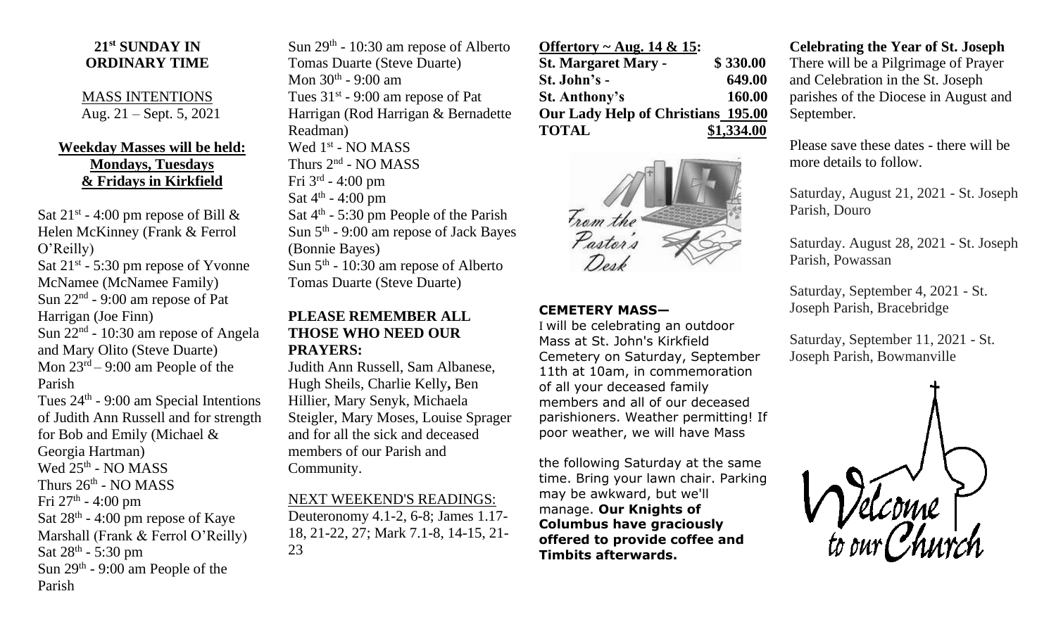## 21st SUNDAY IN ORDINARY TIME

MASS INTENTIONS
Aug. 21 – Sept. 5, 2021

**Weekday Masses will be held: Mondays, Tuesdays & Fridays in Kirkfield**

Sat 21st - 4:00 pm repose of Bill & Helen McKinney (Frank & Ferrol O'Reilly)
Sat 21st - 5:30 pm repose of Yvonne McNamee (McNamee Family)
Sun 22nd - 9:00 am repose of Pat Harrigan (Joe Finn)
Sun 22nd - 10:30 am repose of Angela and Mary Olito (Steve Duarte)
Mon 23rd – 9:00 am People of the Parish
Tues 24th - 9:00 am Special Intentions of Judith Ann Russell and for strength for Bob and Emily (Michael & Georgia Hartman)
Wed 25th - NO MASS
Thurs 26th - NO MASS
Fri 27th - 4:00 pm
Sat 28th - 4:00 pm repose of Kaye Marshall (Frank & Ferrol O'Reilly)
Sat 28th - 5:30 pm
Sun 29th - 9:00 am People of the Parish
Sun 29th - 10:30 am repose of Alberto Tomas Duarte (Steve Duarte)
Mon 30th - 9:00 am
Tues 31st - 9:00 am repose of Pat Harrigan (Rod Harrigan & Bernadette Readman)
Wed 1st - NO MASS
Thurs 2nd - NO MASS
Fri 3rd - 4:00 pm
Sat 4th - 4:00 pm
Sat 4th - 5:30 pm People of the Parish
Sun 5th - 9:00 am repose of Jack Bayes (Bonnie Bayes)
Sun 5th - 10:30 am repose of Alberto Tomas Duarte (Steve Duarte)

**PLEASE REMEMBER ALL THOSE WHO NEED OUR PRAYERS:**
Judith Ann Russell, Sam Albanese, Hugh Sheils, Charlie Kelly, Ben Hillier, Mary Senyk, Michaela Steigler, Mary Moses, Louise Sprager and for all the sick and deceased members of our Parish and Community.

NEXT WEEKEND'S READINGS:
Deuteronomy 4.1-2, 6-8; James 1.17-18, 21-22, 27; Mark 7.1-8, 14-15, 21-23

**Offertory ~ Aug. 14 & 15:**

| | |
|---|---|
| **St. Margaret Mary -** | **$ 330.00** |
| **St. John's -** | **649.00** |
| **St. Anthony's** | **160.00** |
| **Our Lady Help of Christians** | **195.00** |
| **TOTAL** | **$1,334.00** |

From the Pastor's Desk

**CEMETERY MASS—**
I will be celebrating an outdoor Mass at St. John's Kirkfield Cemetery on Saturday, September 11th at 10am, in commemoration of all your deceased family members and all of our deceased parishioners. Weather permitting! If poor weather, we will have Mass the following Saturday at the same time. Bring your lawn chair. Parking may be awkward, but we'll manage. **Our Knights of Columbus have graciously offered to provide coffee and Timbits afterwards.**

**Celebrating the Year of St. Joseph**
There will be a Pilgrimage of Prayer and Celebration in the St. Joseph parishes of the Diocese in August and September.

Please save these dates - there will be more details to follow.

Saturday, August 21, 2021 - St. Joseph Parish, Douro

Saturday. August 28, 2021 - St. Joseph Parish, Powassan

Saturday, September 4, 2021 - St. Joseph Parish, Bracebridge

Saturday, September 11, 2021 - St. Joseph Parish, Bowmanville

Welcome to our Church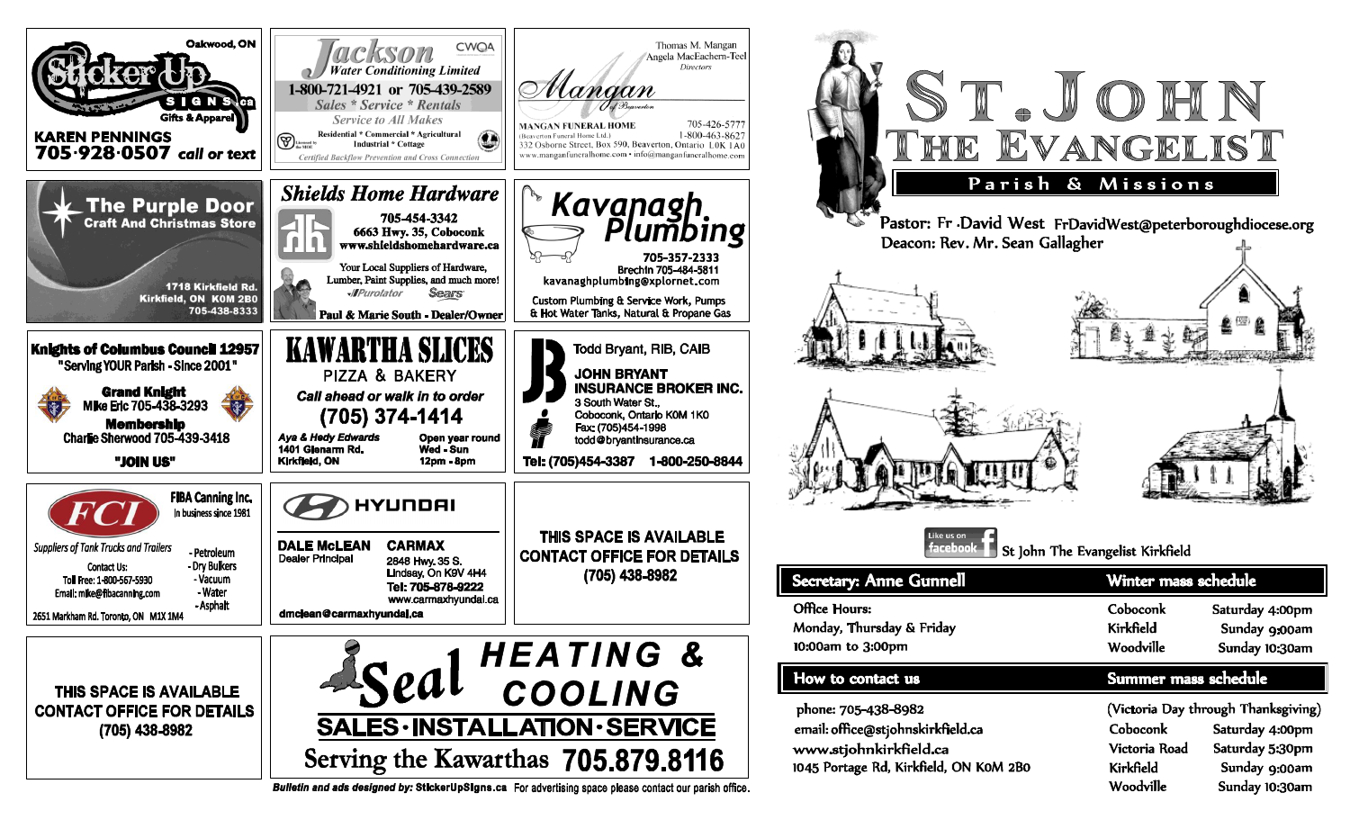Oakwood, ON

**Sticker Up SIGNS.ca**

Gifts & Apparel

**KAREN PENNINGS**
**705·928·0507** *call or text*

---

**Jackson Water Conditioning Limited** CWQA

1-800-721-4921 or 705-439-2589

*Sales * Service * Rentals*

*Service to All Makes*

Residential * Commercial * Agricultural
Industrial * Cottage

*Certified Backflow Prevention and Cross Connection*

---

Thomas M. Mangan
Angela MacEachern-Teel
*Directors*

*Mangan of Beaverton*

MANGAN FUNERAL HOME 705-426-5777
(Beaverton Funeral Home Ltd.) 1-800-463-8627
332 Osborne Street, Box 590, Beaverton, Ontario L0K 1A0
www.manganfuneralhome.com • info@manganfuneralhome.com

---

**The Purple Door**
**Craft And Christmas Store**

1718 Kirkfield Rd.
Kirkfield, ON K0M 2B0
705-438-8333

---

***Shields Home Hardware***

705-454-3342
6663 Hwy. 35, Coboconk
www.shieldshomehardware.ca

Your Local Suppliers of Hardware, Lumber, Paint Supplies, and much more!

Purolator Sears

**Paul & Marie South - Dealer/Owner**

---

***Kavanagh Plumbing***

705-357-2333
Brechin 705-484-5811
kavanaghplumbing@xplornet.com

Custom Plumbing & Service Work, Pumps & Hot Water Tanks, Natural & Propane Gas

---

**Knights of Columbus Council 12957**
"Serving YOUR Parish - Since 2001"

**Grand Knight**
Mike Eric 705-438-3293

**Membership**
Charlie Sherwood 705-439-3418

**"JOIN US"**

---

**KAWARTHA SLICES**
PIZZA & BAKERY

*Call ahead or walk in to order*

**(705) 374-1414**

*Aya & Hedy Edwards*
1401 Glenarm Rd.
Kirkfield, ON

Open year round
Wed - Sun
12pm - 8pm

---

Todd Bryant, RIB, CAIB

**JOHN BRYANT INSURANCE BROKER INC.**
3 South Water St.,
Coboconk, Ontario K0M 1K0
Fax: (705)454-1998
todd@bryantinsurance.ca

**Tel: (705)454-3387 1-800-250-8844**

---

**FCI** **FIBA Canning Inc.**
In business since 1981

*Suppliers of Tank Trucks and Trailers*

- Petroleum
- Dry Bulkers
- Vacuum
- Water
- Asphalt

Contact Us:
Toll Free: 1-800-567-5930
Email: mike@fibacanning.com

2651 Markham Rd. Toronto, ON M1X 1M4

---

**HYUNDAI**

**DALE McLEAN**
Dealer Principal

**CARMAX**
2848 Hwy. 35 S.
Lindsay, On K9V 4H4
**Tel: 705-878-9222**
www.carmaxhyundai.ca

dmclean@carmaxhyundai.ca

---

**THIS SPACE IS AVAILABLE CONTACT OFFICE FOR DETAILS (705) 438-8982**

---

**THIS SPACE IS AVAILABLE CONTACT OFFICE FOR DETAILS (705) 438-8982**

---

**Seal *HEATING & COOLING***

**SALES · INSTALLATION · SERVICE**

**Serving the Kawarthas 705.879.8116**

---

*Bulletin and ads designed by: StickerUpSigns.ca* For advertising space please contact our parish office.

---

# ST. JOHN THE EVANGELIST

## Parish & Missions

Pastor: Fr .David West FrDavidWest@peterboroughdiocese.org
Deacon: Rev. Mr. Sean Gallagher

Like us on facebook St John The Evangelist Kirkfield

### Secretary: Anne Gunnell

Office Hours:
Monday, Thursday & Friday
10:00am to 3:00pm

### How to contact us

phone: 705-438-8982
email: office@stjohnskirkfield.ca
www.stjohnkirkfield.ca
1045 Portage Rd, Kirkfield, ON K0M 2B0

### Winter mass schedule

| | |
|---|---|
| Coboconk | Saturday 4:00pm |
| Kirkfield | Sunday 9:00am |
| Woodville | Sunday 10:30am |

### Summer mass schedule

(Victoria Day through Thanksgiving)

| | |
|---|---|
| Coboconk | Saturday 4:00pm |
| Victoria Road | Saturday 5:30pm |
| Kirkfield | Sunday 9:00am |
| Woodville | Sunday 10:30am |